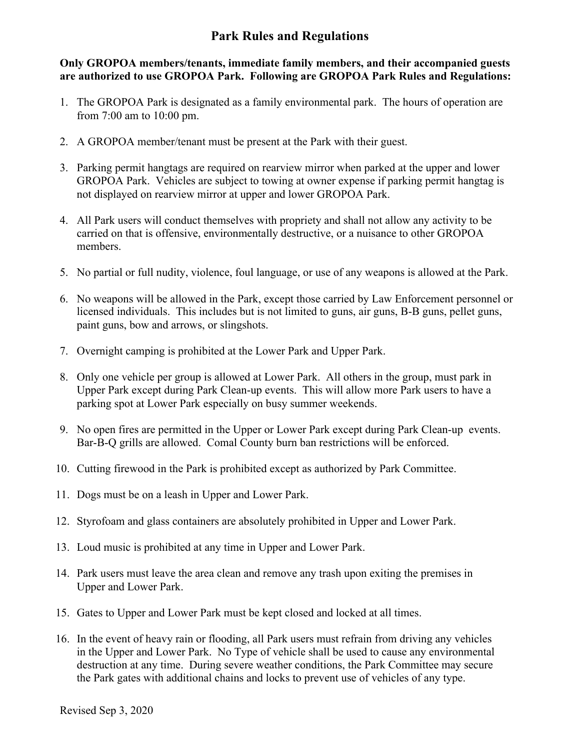# Park Rules and Regulations

**Only GROPOA members/tenants, immediate family members, and their accompanied guests are authorized to use GROPOA Park. Following are GROPOA Park Rules and Regulations:**

1. The GROPOA Park is designated as a family environmental park. The hours of operation are from 7:00 am to 10:00 pm.

2. A GROPOA member/tenant must be present at the Park with their guest.

3. Parking permit hangtags are required on rearview mirror when parked at the upper and lower GROPOA Park. Vehicles are subject to towing at owner expense if parking permit hangtag is not displayed on rearview mirror at upper and lower GROPOA Park.

4. All Park users will conduct themselves with propriety and shall not allow any activity to be carried on that is offensive, environmentally destructive, or a nuisance to other GROPOA members.

5. No partial or full nudity, violence, foul language, or use of any weapons is allowed at the Park.

6. No weapons will be allowed in the Park, except those carried by Law Enforcement personnel or licensed individuals. This includes but is not limited to guns, air guns, B-B guns, pellet guns, paint guns, bow and arrows, or slingshots.

7. Overnight camping is prohibited at the Lower Park and Upper Park.

8. Only one vehicle per group is allowed at Lower Park. All others in the group, must park in Upper Park except during Park Clean-up events. This will allow more Park users to have a parking spot at Lower Park especially on busy summer weekends.

9. No open fires are permitted in the Upper or Lower Park except during Park Clean-up events. Bar-B-Q grills are allowed. Comal County burn ban restrictions will be enforced.

10. Cutting firewood in the Park is prohibited except as authorized by Park Committee.

11. Dogs must be on a leash in Upper and Lower Park.

12. Styrofoam and glass containers are absolutely prohibited in Upper and Lower Park.

13. Loud music is prohibited at any time in Upper and Lower Park.

14. Park users must leave the area clean and remove any trash upon exiting the premises in Upper and Lower Park.

15. Gates to Upper and Lower Park must be kept closed and locked at all times.

16. In the event of heavy rain or flooding, all Park users must refrain from driving any vehicles in the Upper and Lower Park. No Type of vehicle shall be used to cause any environmental destruction at any time. During severe weather conditions, the Park Committee may secure the Park gates with additional chains and locks to prevent use of vehicles of any type.

Revised Sep 3, 2020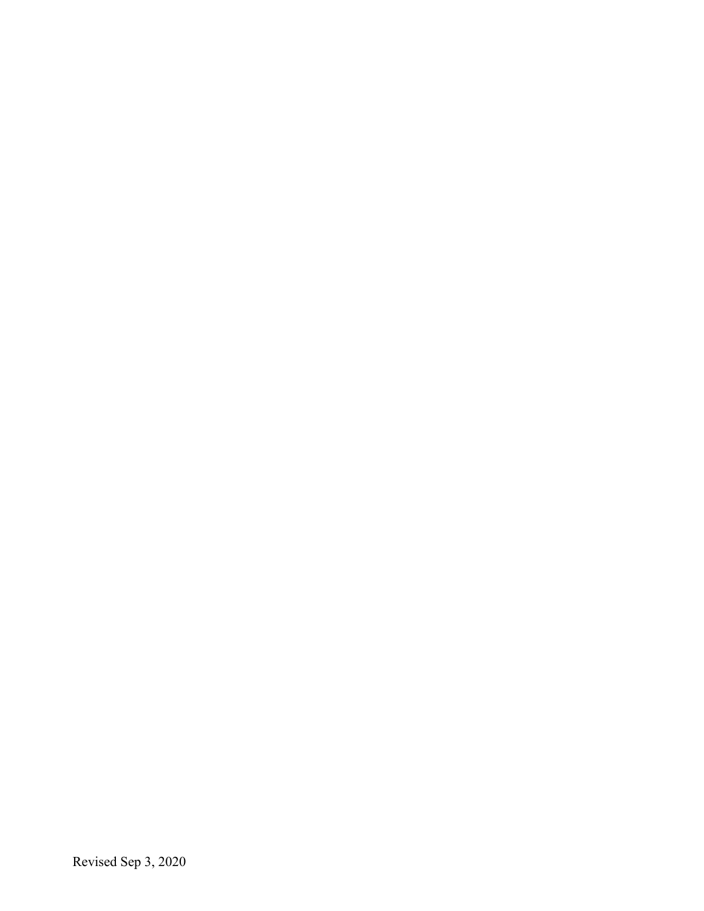Revised Sep 3, 2020